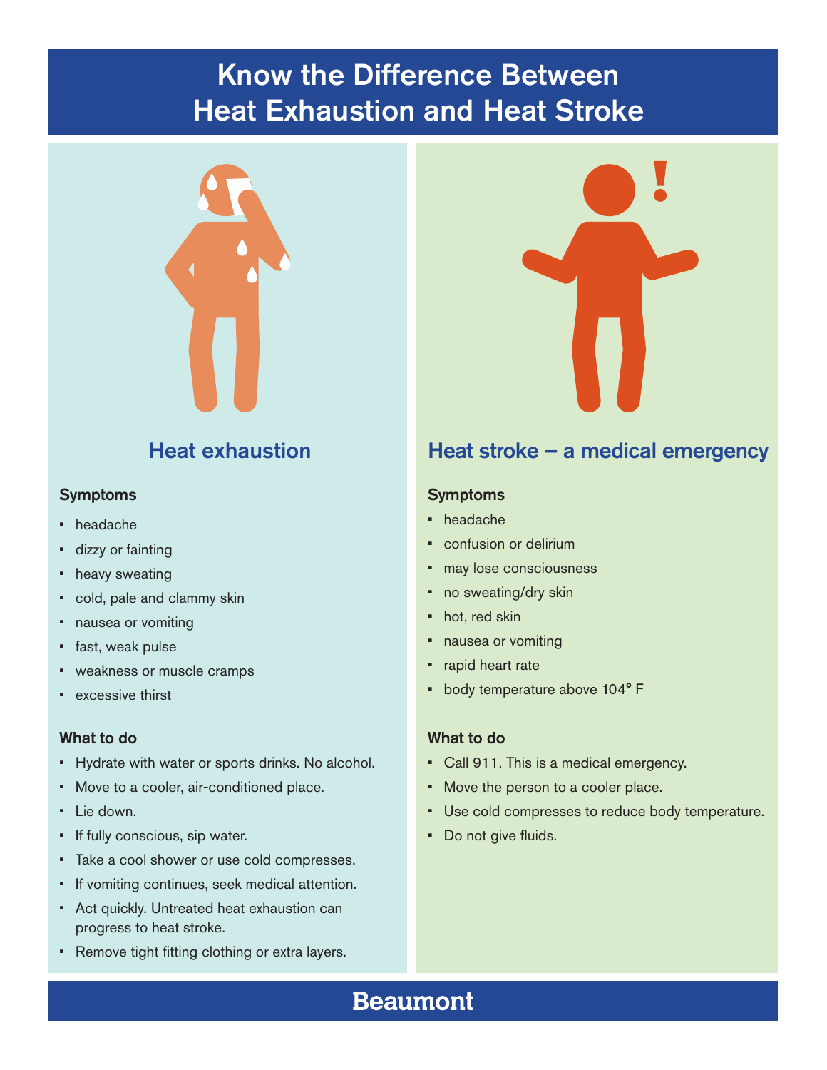# Know the Difference Between Heat Exhaustion and Heat Stroke

## Heat exhaustion

### Symptoms

- headache
- dizzy or fainting
- heavy sweating
- cold, pale and clammy skin
- nausea or vomiting
- fast, weak pulse
- weakness or muscle cramps
- excessive thirst

### What to do

- Hydrate with water or sports drinks. No alcohol.
- Move to a cooler, air-conditioned place.
- Lie down.
- If fully conscious, sip water.
- Take a cool shower or use cold compresses.
- If vomiting continues, seek medical attention.
- Act quickly. Untreated heat exhaustion can progress to heat stroke.
- Remove tight fitting clothing or extra layers.

## Heat stroke – a medical emergency

### Symptoms

- headache
- confusion or delirium
- may lose consciousness
- no sweating/dry skin
- hot, red skin
- nausea or vomiting
- rapid heart rate
- body temperature above 104° F

### What to do

- Call 911. This is a medical emergency.
- Move the person to a cooler place.
- Use cold compresses to reduce body temperature.
- Do not give fluids.

**Beaumont**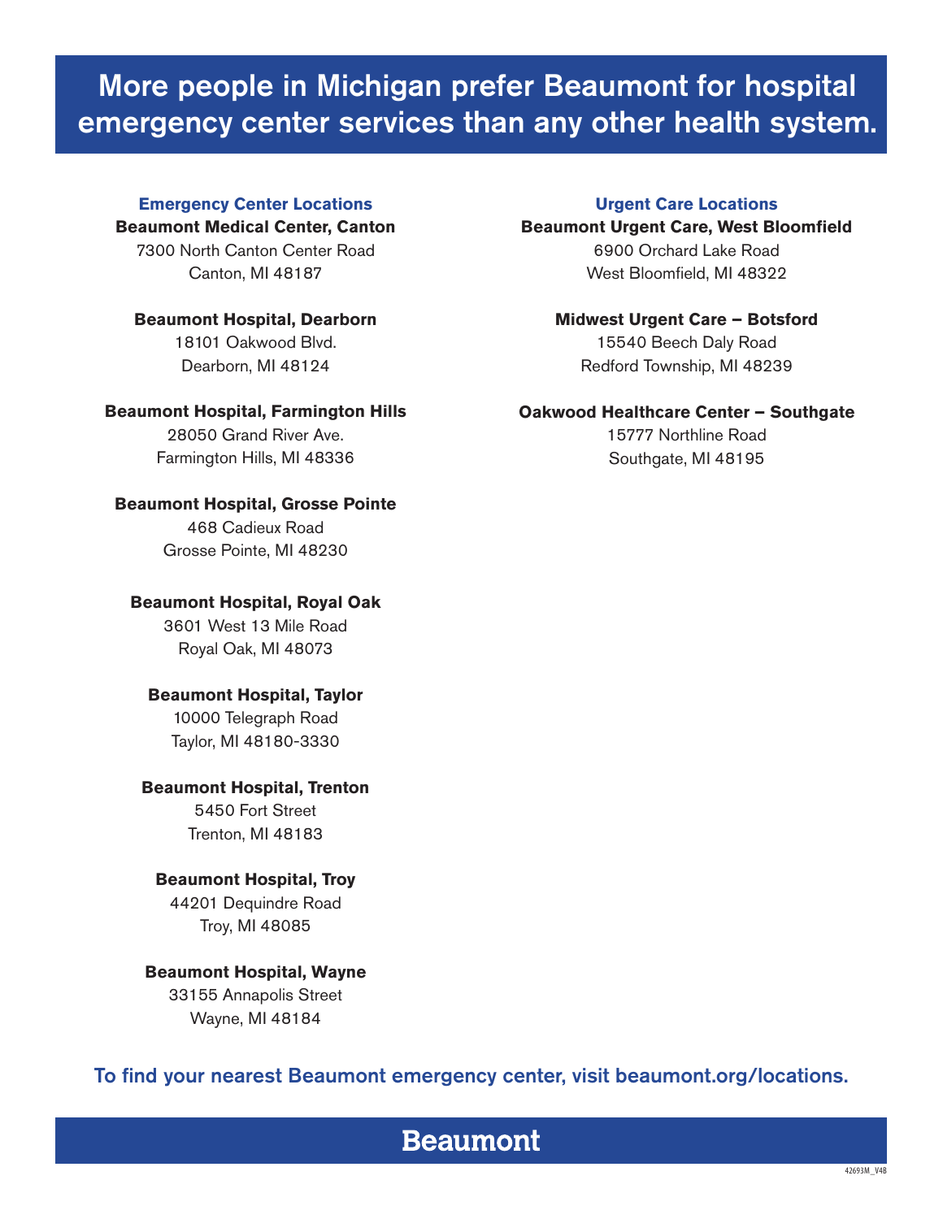# More people in Michigan prefer Beaumont for hospital emergency center services than any other health system.

## Emergency Center Locations

**Beaumont Medical Center, Canton**
7300 North Canton Center Road
Canton, MI 48187

**Beaumont Hospital, Dearborn**
18101 Oakwood Blvd.
Dearborn, MI 48124

**Beaumont Hospital, Farmington Hills**
28050 Grand River Ave.
Farmington Hills, MI 48336

**Beaumont Hospital, Grosse Pointe**
468 Cadieux Road
Grosse Pointe, MI 48230

**Beaumont Hospital, Royal Oak**
3601 West 13 Mile Road
Royal Oak, MI 48073

**Beaumont Hospital, Taylor**
10000 Telegraph Road
Taylor, MI 48180-3330

**Beaumont Hospital, Trenton**
5450 Fort Street
Trenton, MI 48183

**Beaumont Hospital, Troy**
44201 Dequindre Road
Troy, MI 48085

**Beaumont Hospital, Wayne**
33155 Annapolis Street
Wayne, MI 48184

## Urgent Care Locations

**Beaumont Urgent Care, West Bloomfield**
6900 Orchard Lake Road
West Bloomfield, MI 48322

**Midwest Urgent Care – Botsford**
15540 Beech Daly Road
Redford Township, MI 48239

**Oakwood Healthcare Center – Southgate**
15777 Northline Road
Southgate, MI 48195

To find your nearest Beaumont emergency center, visit beaumont.org/locations.

**Beaumont**

42693M_V4B